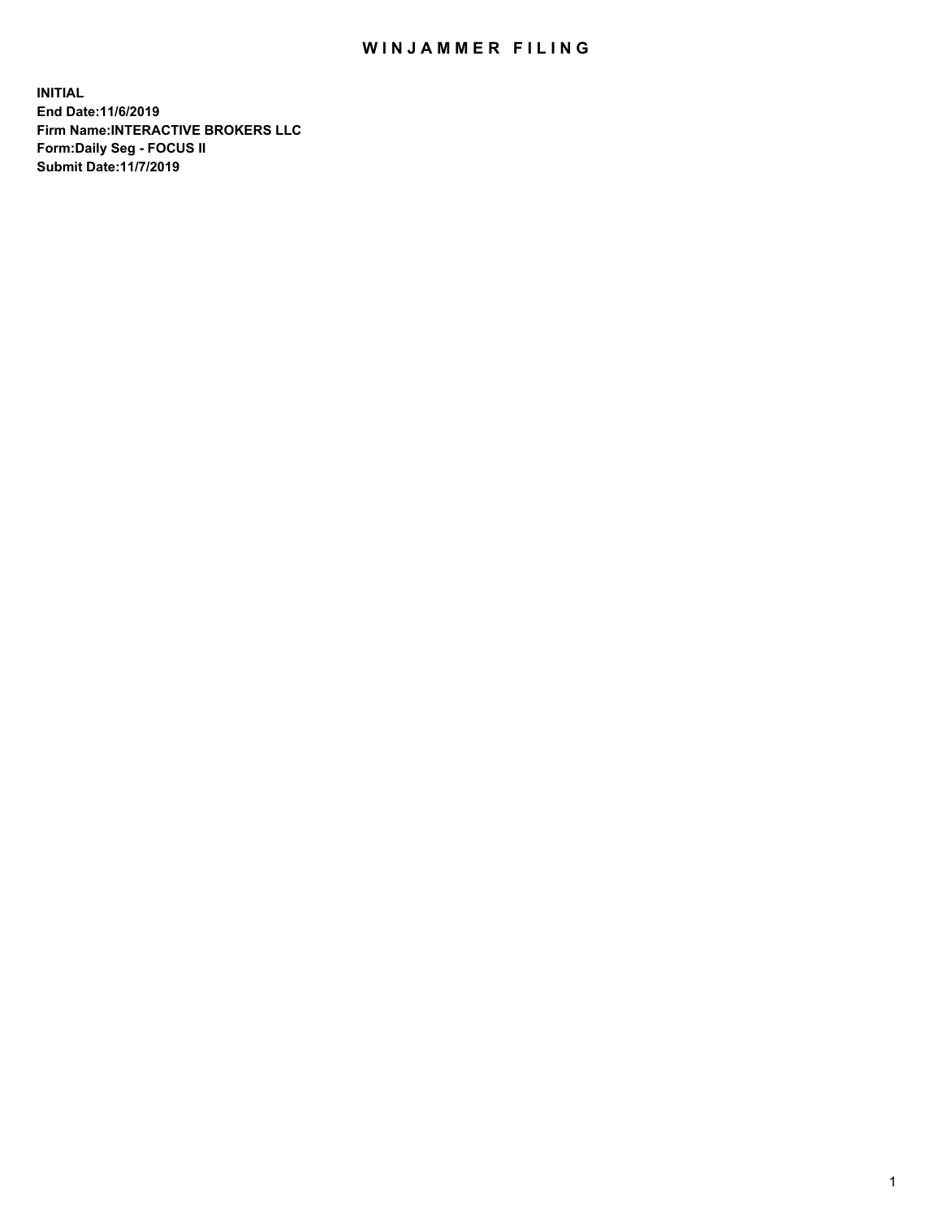# WINJAMMER FILING

**INITIAL**
**End Date:11/6/2019**
**Firm Name:INTERACTIVE BROKERS LLC**
**Form:Daily Seg - FOCUS II**
**Submit Date:11/7/2019**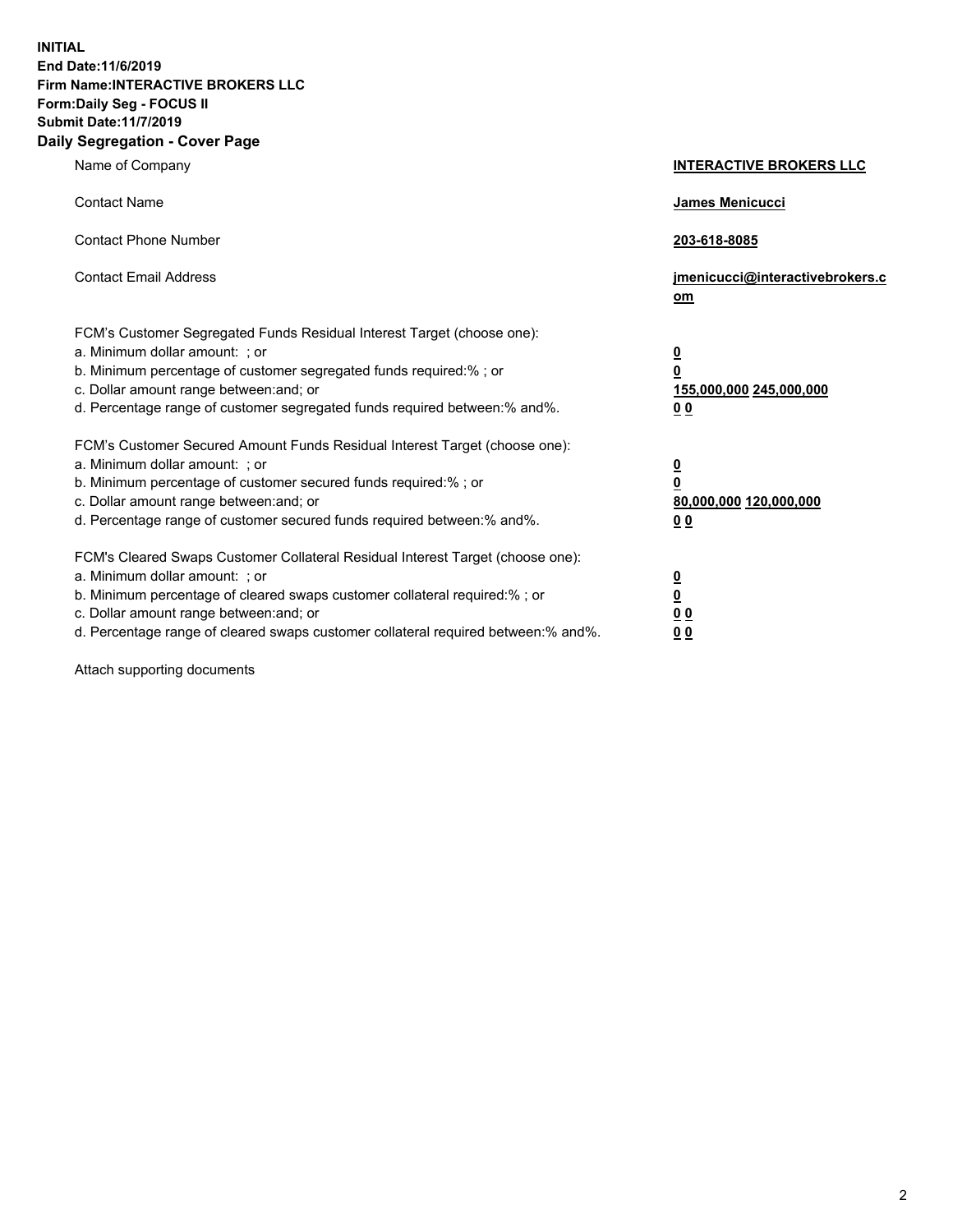**INITIAL**
**End Date:11/6/2019**
**Firm Name:INTERACTIVE BROKERS LLC**
**Form:Daily Seg - FOCUS II**
**Submit Date:11/7/2019**
**Daily Segregation - Cover Page**

| | |
|---|---|
| Name of Company | **INTERACTIVE BROKERS LLC** |
| Contact Name | **James Menicucci** |
| Contact Phone Number | **203-618-8085** |
| Contact Email Address | **jmenicucci@interactivebrokers.com** |

FCM's Customer Segregated Funds Residual Interest Target (choose one):

| | |
|---|---|
| a. Minimum dollar amount: ; or | **0** |
| b. Minimum percentage of customer segregated funds required:% ; or | **0** |
| c. Dollar amount range between:and; or | **155,000,000 245,000,000** |
| d. Percentage range of customer segregated funds required between:% and%. | **0 0** |

FCM's Customer Secured Amount Funds Residual Interest Target (choose one):

| | |
|---|---|
| a. Minimum dollar amount: ; or | **0** |
| b. Minimum percentage of customer secured funds required:% ; or | **0** |
| c. Dollar amount range between:and; or | **80,000,000 120,000,000** |
| d. Percentage range of customer secured funds required between:% and%. | **0 0** |

FCM's Cleared Swaps Customer Collateral Residual Interest Target (choose one):

| | |
|---|---|
| a. Minimum dollar amount: ; or | **0** |
| b. Minimum percentage of cleared swaps customer collateral required:% ; or | **0** |
| c. Dollar amount range between:and; or | **0 0** |
| d. Percentage range of cleared swaps customer collateral required between:% and%. | **0 0** |

Attach supporting documents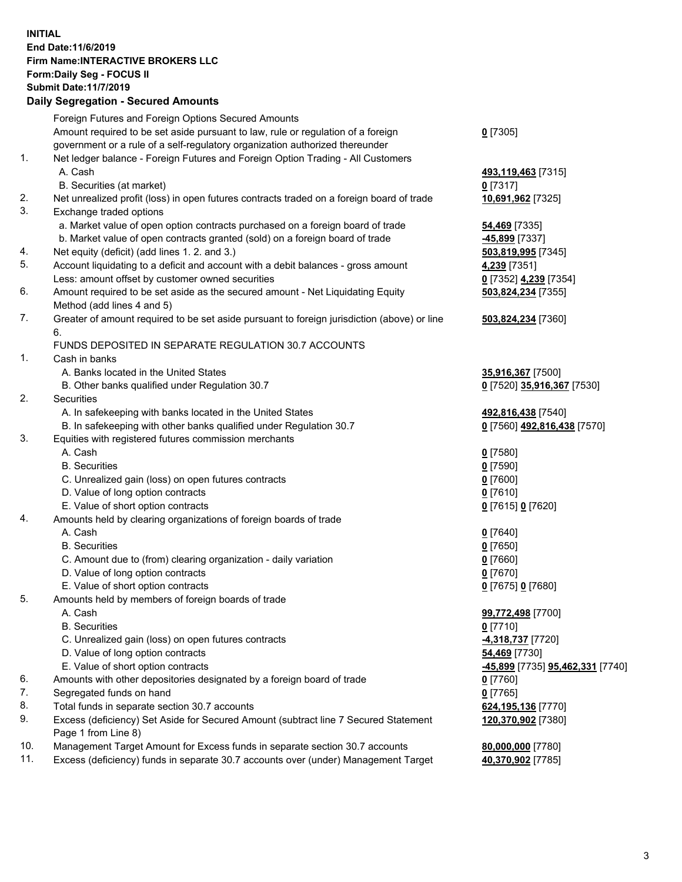**INITIAL**
**End Date:11/6/2019**
**Firm Name:INTERACTIVE BROKERS LLC**
**Form:Daily Seg - FOCUS II**
**Submit Date:11/7/2019**

**Daily Segregation - Secured Amounts**

| | | |
|---|---|---|
| | Foreign Futures and Foreign Options Secured Amounts | |
| | Amount required to be set aside pursuant to law, rule or regulation of a foreign government or a rule of a self-regulatory organization authorized thereunder | **0** [7305] |
| 1. | Net ledger balance - Foreign Futures and Foreign Option Trading - All Customers | |
| | A. Cash | **493,119,463** [7315] |
| | B. Securities (at market) | **0** [7317] |
| 2. | Net unrealized profit (loss) in open futures contracts traded on a foreign board of trade | **10,691,962** [7325] |
| 3. | Exchange traded options | |
| | a. Market value of open option contracts purchased on a foreign board of trade | **54,469** [7335] |
| | b. Market value of open contracts granted (sold) on a foreign board of trade | **-45,899** [7337] |
| 4. | Net equity (deficit) (add lines 1. 2. and 3.) | **503,819,995** [7345] |
| 5. | Account liquidating to a deficit and account with a debit balances - gross amount | **4,239** [7351] |
| | Less: amount offset by customer owned securities | **0** [7352] **4,239** [7354] |
| 6. | Amount required to be set aside as the secured amount - Net Liquidating Equity Method (add lines 4 and 5) | **503,824,234** [7355] |
| 7. | Greater of amount required to be set aside pursuant to foreign jurisdiction (above) or line 6. | **503,824,234** [7360] |
| | FUNDS DEPOSITED IN SEPARATE REGULATION 30.7 ACCOUNTS | |
| 1. | Cash in banks | |
| | A. Banks located in the United States | **35,916,367** [7500] |
| | B. Other banks qualified under Regulation 30.7 | **0** [7520] **35,916,367** [7530] |
| 2. | Securities | |
| | A. In safekeeping with banks located in the United States | **492,816,438** [7540] |
| | B. In safekeeping with other banks qualified under Regulation 30.7 | **0** [7560] **492,816,438** [7570] |
| 3. | Equities with registered futures commission merchants | |
| | A. Cash | **0** [7580] |
| | B. Securities | **0** [7590] |
| | C. Unrealized gain (loss) on open futures contracts | **0** [7600] |
| | D. Value of long option contracts | **0** [7610] |
| | E. Value of short option contracts | **0** [7615] **0** [7620] |
| 4. | Amounts held by clearing organizations of foreign boards of trade | |
| | A. Cash | **0** [7640] |
| | B. Securities | **0** [7650] |
| | C. Amount due to (from) clearing organization - daily variation | **0** [7660] |
| | D. Value of long option contracts | **0** [7670] |
| | E. Value of short option contracts | **0** [7675] **0** [7680] |
| 5. | Amounts held by members of foreign boards of trade | |
| | A. Cash | **99,772,498** [7700] |
| | B. Securities | **0** [7710] |
| | C. Unrealized gain (loss) on open futures contracts | **-4,318,737** [7720] |
| | D. Value of long option contracts | **54,469** [7730] |
| | E. Value of short option contracts | **-45,899** [7735] **95,462,331** [7740] |
| 6. | Amounts with other depositories designated by a foreign board of trade | **0** [7760] |
| 7. | Segregated funds on hand | **0** [7765] |
| 8. | Total funds in separate section 30.7 accounts | **624,195,136** [7770] |
| 9. | Excess (deficiency) Set Aside for Secured Amount (subtract line 7 Secured Statement Page 1 from Line 8) | **120,370,902** [7380] |
| 10. | Management Target Amount for Excess funds in separate section 30.7 accounts | **80,000,000** [7780] |
| 11. | Excess (deficiency) funds in separate 30.7 accounts over (under) Management Target | **40,370,902** [7785] |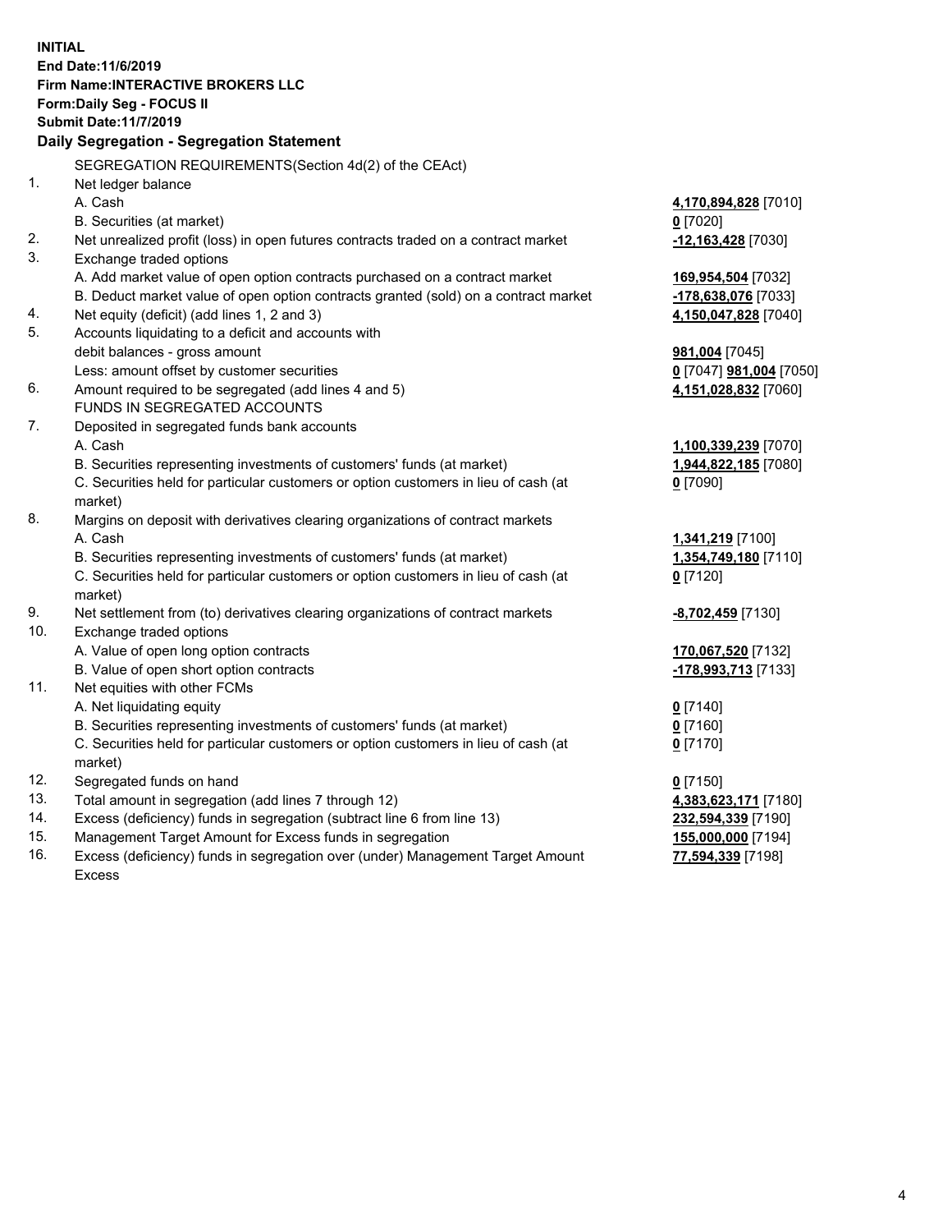**INITIAL**
**End Date:11/6/2019**
**Firm Name:INTERACTIVE BROKERS LLC**
**Form:Daily Seg - FOCUS II**
**Submit Date:11/7/2019**

### Daily Segregation - Segregation Statement

| | | |
|---|---|---|
| | SEGREGATION REQUIREMENTS(Section 4d(2) of the CEAct) | |
| 1. | Net ledger balance | |
| | A. Cash | **4,170,894,828** [7010] |
| | B. Securities (at market) | **0** [7020] |
| 2. | Net unrealized profit (loss) in open futures contracts traded on a contract market | **-12,163,428** [7030] |
| 3. | Exchange traded options | |
| | A. Add market value of open option contracts purchased on a contract market | **169,954,504** [7032] |
| | B. Deduct market value of open option contracts granted (sold) on a contract market | **-178,638,076** [7033] |
| 4. | Net equity (deficit) (add lines 1, 2 and 3) | **4,150,047,828** [7040] |
| 5. | Accounts liquidating to a deficit and accounts with | |
| | debit balances - gross amount | **981,004** [7045] |
| | Less: amount offset by customer securities | **0** [7047] **981,004** [7050] |
| 6. | Amount required to be segregated (add lines 4 and 5) | **4,151,028,832** [7060] |
| | FUNDS IN SEGREGATED ACCOUNTS | |
| 7. | Deposited in segregated funds bank accounts | |
| | A. Cash | **1,100,339,239** [7070] |
| | B. Securities representing investments of customers' funds (at market) | **1,944,822,185** [7080] |
| | C. Securities held for particular customers or option customers in lieu of cash (at market) | **0** [7090] |
| 8. | Margins on deposit with derivatives clearing organizations of contract markets | |
| | A. Cash | **1,341,219** [7100] |
| | B. Securities representing investments of customers' funds (at market) | **1,354,749,180** [7110] |
| | C. Securities held for particular customers or option customers in lieu of cash (at market) | **0** [7120] |
| 9. | Net settlement from (to) derivatives clearing organizations of contract markets | **-8,702,459** [7130] |
| 10. | Exchange traded options | |
| | A. Value of open long option contracts | **170,067,520** [7132] |
| | B. Value of open short option contracts | **-178,993,713** [7133] |
| 11. | Net equities with other FCMs | |
| | A. Net liquidating equity | **0** [7140] |
| | B. Securities representing investments of customers' funds (at market) | **0** [7160] |
| | C. Securities held for particular customers or option customers in lieu of cash (at market) | **0** [7170] |
| 12. | Segregated funds on hand | **0** [7150] |
| 13. | Total amount in segregation (add lines 7 through 12) | **4,383,623,171** [7180] |
| 14. | Excess (deficiency) funds in segregation (subtract line 6 from line 13) | **232,594,339** [7190] |
| 15. | Management Target Amount for Excess funds in segregation | **155,000,000** [7194] |
| 16. | Excess (deficiency) funds in segregation over (under) Management Target Amount Excess | **77,594,339** [7198] |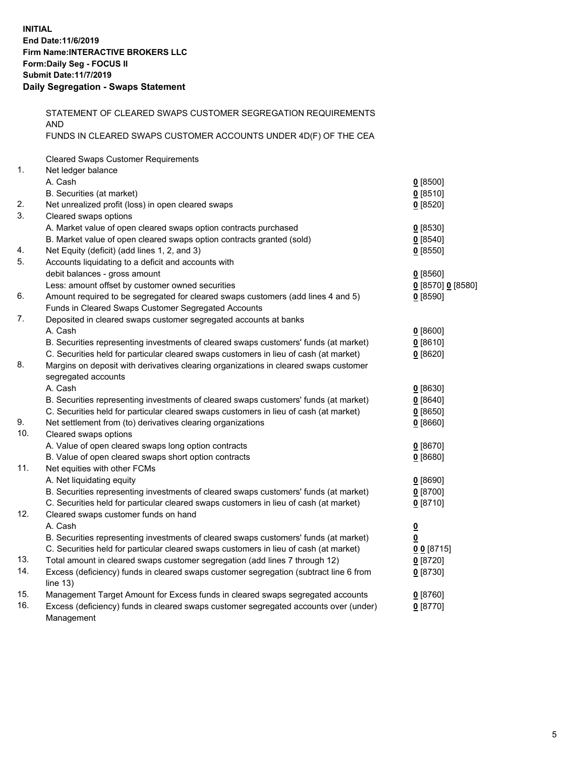**INITIAL**
**End Date:11/6/2019**
**Firm Name:INTERACTIVE BROKERS LLC**
**Form:Daily Seg - FOCUS II**
**Submit Date:11/7/2019**
**Daily Segregation - Swaps Statement**

STATEMENT OF CLEARED SWAPS CUSTOMER SEGREGATION REQUIREMENTS AND FUNDS IN CLEARED SWAPS CUSTOMER ACCOUNTS UNDER 4D(F) OF THE CEA

| | | |
|---|---|---|
| | Cleared Swaps Customer Requirements | |
| 1. | Net ledger balance | |
| | A. Cash | 0 [8500] |
| | B. Securities (at market) | 0 [8510] |
| 2. | Net unrealized profit (loss) in open cleared swaps | 0 [8520] |
| 3. | Cleared swaps options | |
| | A. Market value of open cleared swaps option contracts purchased | 0 [8530] |
| | B. Market value of open cleared swaps option contracts granted (sold) | 0 [8540] |
| 4. | Net Equity (deficit) (add lines 1, 2, and 3) | 0 [8550] |
| 5. | Accounts liquidating to a deficit and accounts with debit balances - gross amount | 0 [8560] |
| | Less: amount offset by customer owned securities | 0 [8570] 0 [8580] |
| 6. | Amount required to be segregated for cleared swaps customers (add lines 4 and 5) | 0 [8590] |
| | Funds in Cleared Swaps Customer Segregated Accounts | |
| 7. | Deposited in cleared swaps customer segregated accounts at banks | |
| | A. Cash | 0 [8600] |
| | B. Securities representing investments of cleared swaps customers' funds (at market) | 0 [8610] |
| | C. Securities held for particular cleared swaps customers in lieu of cash (at market) | 0 [8620] |
| 8. | Margins on deposit with derivatives clearing organizations in cleared swaps customer segregated accounts | |
| | A. Cash | 0 [8630] |
| | B. Securities representing investments of cleared swaps customers' funds (at market) | 0 [8640] |
| | C. Securities held for particular cleared swaps customers in lieu of cash (at market) | 0 [8650] |
| 9. | Net settlement from (to) derivatives clearing organizations | 0 [8660] |
| 10. | Cleared swaps options | |
| | A. Value of open cleared swaps long option contracts | 0 [8670] |
| | B. Value of open cleared swaps short option contracts | 0 [8680] |
| 11. | Net equities with other FCMs | |
| | A. Net liquidating equity | 0 [8690] |
| | B. Securities representing investments of cleared swaps customers' funds (at market) | 0 [8700] |
| | C. Securities held for particular cleared swaps customers in lieu of cash (at market) | 0 [8710] |
| 12. | Cleared swaps customer funds on hand | |
| | A. Cash | 0 |
| | B. Securities representing investments of cleared swaps customers' funds (at market) | 0 |
| | C. Securities held for particular cleared swaps customers in lieu of cash (at market) | 0 0 [8715] |
| 13. | Total amount in cleared swaps customer segregation (add lines 7 through 12) | 0 [8720] |
| 14. | Excess (deficiency) funds in cleared swaps customer segregation (subtract line 6 from line 13) | 0 [8730] |
| 15. | Management Target Amount for Excess funds in cleared swaps segregated accounts | 0 [8760] |
| 16. | Excess (deficiency) funds in cleared swaps customer segregated accounts over (under) Management | 0 [8770] |